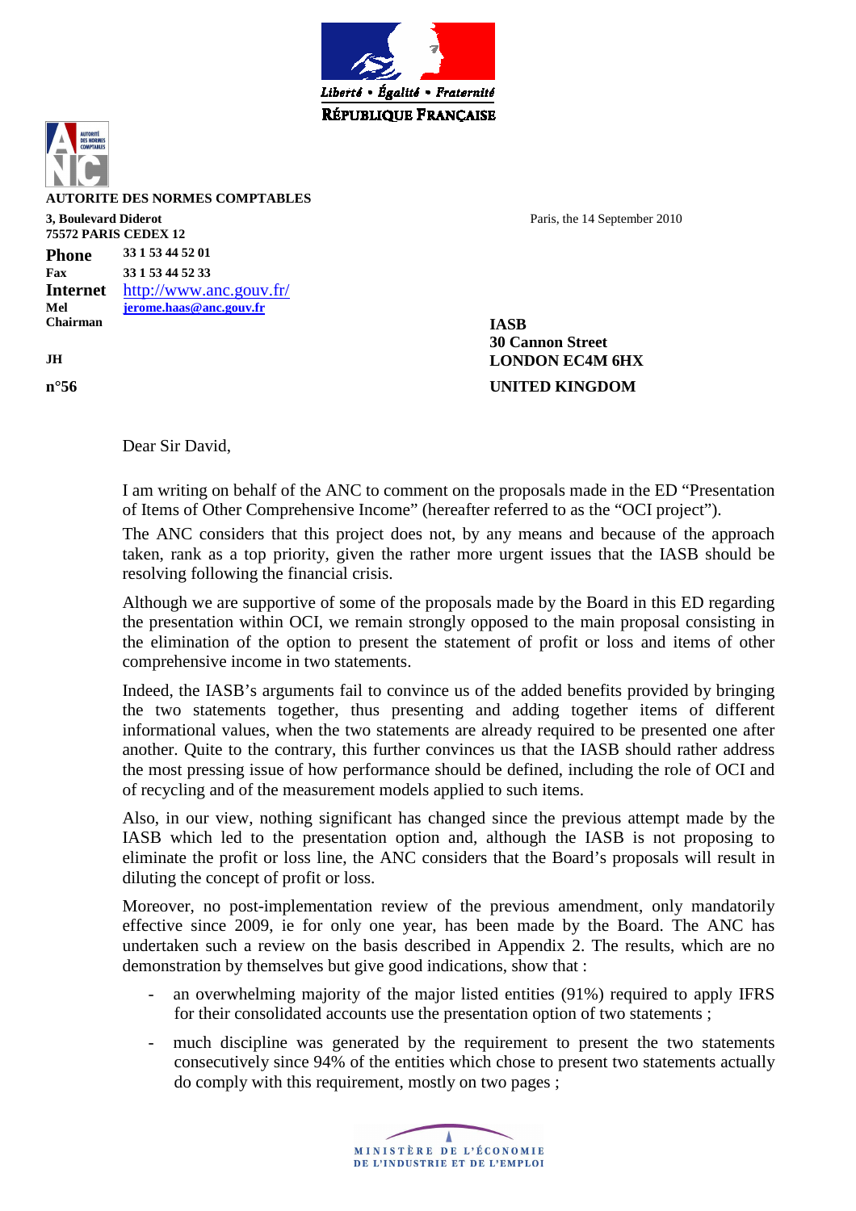Liberté • Égalité • Fraternité
RÉPUBLIQUE FRANÇAISE

**AUTORITE DES NORMES COMPTABLES**

**3, Boulevard Diderot**
**75572 PARIS CEDEX 12**

**Phone** 33 1 53 44 52 01
**Fax** 33 1 53 44 52 33
**Internet** http://www.anc.gouv.fr/
**Mel** jerome.haas@anc.gouv.fr
**Chairman**

**JH**

**n°56**

Paris, the 14 September 2010

**IASB**
**30 Cannon Street**
**LONDON EC4M 6HX**
**UNITED KINGDOM**

Dear Sir David,

I am writing on behalf of the ANC to comment on the proposals made in the ED "Presentation of Items of Other Comprehensive Income" (hereafter referred to as the "OCI project").

The ANC considers that this project does not, by any means and because of the approach taken, rank as a top priority, given the rather more urgent issues that the IASB should be resolving following the financial crisis.

Although we are supportive of some of the proposals made by the Board in this ED regarding the presentation within OCI, we remain strongly opposed to the main proposal consisting in the elimination of the option to present the statement of profit or loss and items of other comprehensive income in two statements.

Indeed, the IASB's arguments fail to convince us of the added benefits provided by bringing the two statements together, thus presenting and adding together items of different informational values, when the two statements are already required to be presented one after another. Quite to the contrary, this further convinces us that the IASB should rather address the most pressing issue of how performance should be defined, including the role of OCI and of recycling and of the measurement models applied to such items.

Also, in our view, nothing significant has changed since the previous attempt made by the IASB which led to the presentation option and, although the IASB is not proposing to eliminate the profit or loss line, the ANC considers that the Board's proposals will result in diluting the concept of profit or loss.

Moreover, no post-implementation review of the previous amendment, only mandatorily effective since 2009, ie for only one year, has been made by the Board. The ANC has undertaken such a review on the basis described in Appendix 2. The results, which are no demonstration by themselves but give good indications, show that :

- an overwhelming majority of the major listed entities (91%) required to apply IFRS for their consolidated accounts use the presentation option of two statements ;
- much discipline was generated by the requirement to present the two statements consecutively since 94% of the entities which chose to present two statements actually do comply with this requirement, mostly on two pages ;

MINISTÈRE DE L'ÉCONOMIE
DE L'INDUSTRIE ET DE L'EMPLOI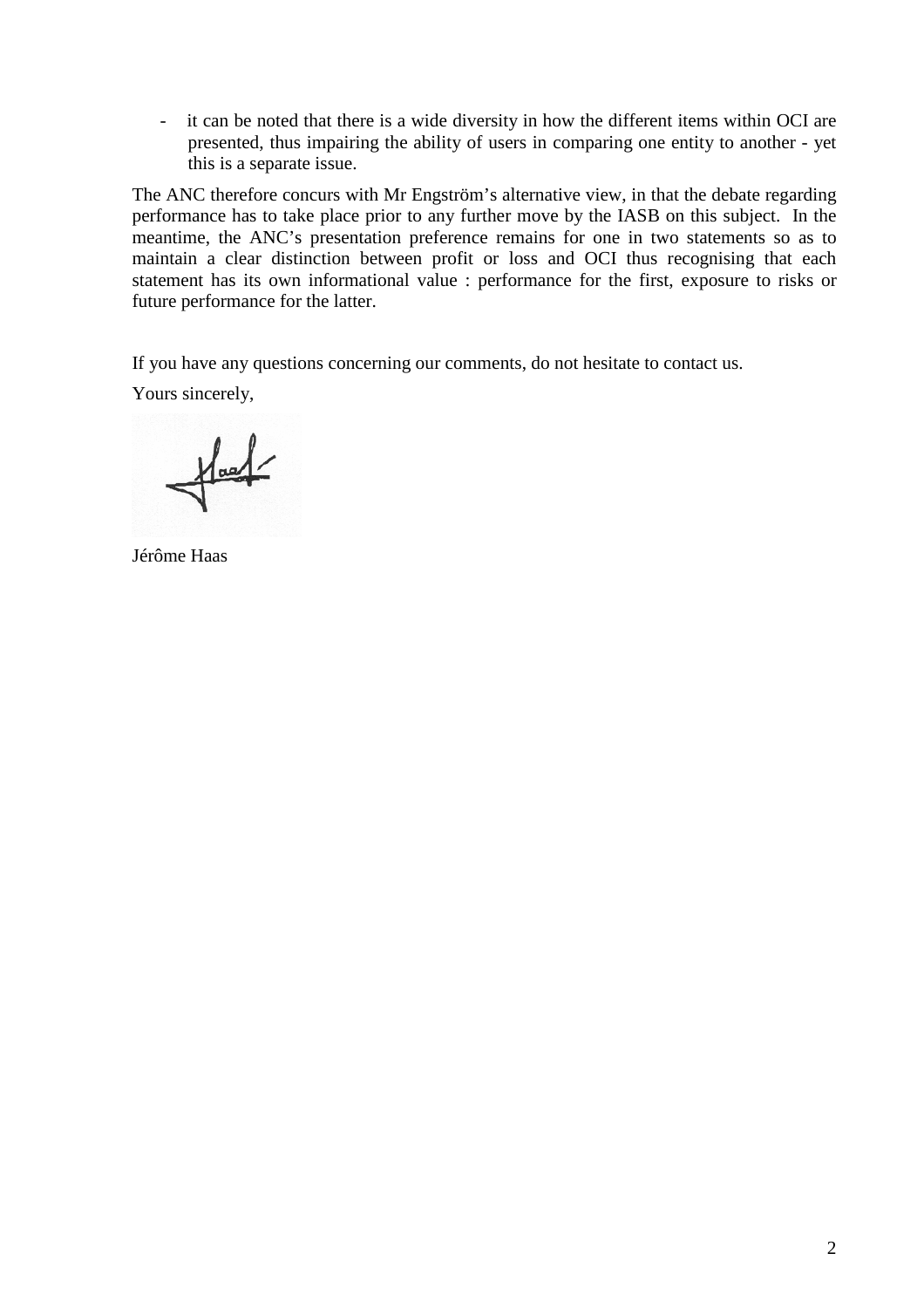- it can be noted that there is a wide diversity in how the different items within OCI are presented, thus impairing the ability of users in comparing one entity to another - yet this is a separate issue.

The ANC therefore concurs with Mr Engström's alternative view, in that the debate regarding performance has to take place prior to any further move by the IASB on this subject. In the meantime, the ANC's presentation preference remains for one in two statements so as to maintain a clear distinction between profit or loss and OCI thus recognising that each statement has its own informational value : performance for the first, exposure to risks or future performance for the latter.

If you have any questions concerning our comments, do not hesitate to contact us.

Yours sincerely,

Jérôme Haas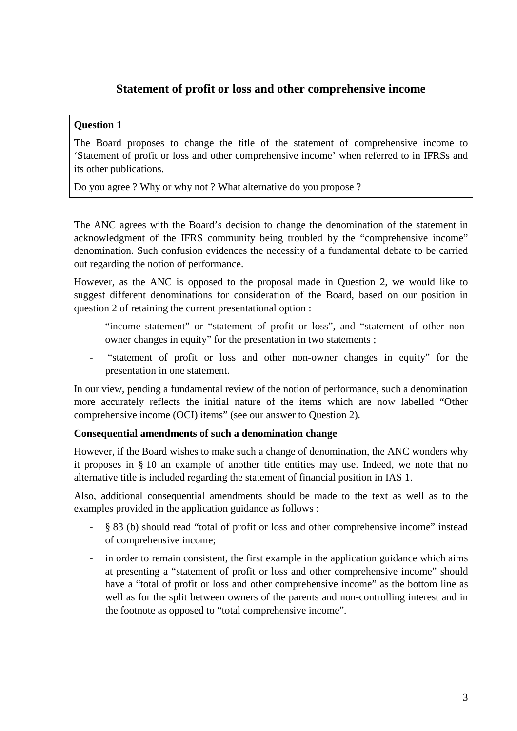## Statement of profit or loss and other comprehensive income

**Question 1**

The Board proposes to change the title of the statement of comprehensive income to 'Statement of profit or loss and other comprehensive income' when referred to in IFRSs and its other publications.

Do you agree ? Why or why not ? What alternative do you propose ?

The ANC agrees with the Board's decision to change the denomination of the statement in acknowledgment of the IFRS community being troubled by the "comprehensive income" denomination. Such confusion evidences the necessity of a fundamental debate to be carried out regarding the notion of performance.

However, as the ANC is opposed to the proposal made in Question 2, we would like to suggest different denominations for consideration of the Board, based on our position in question 2 of retaining the current presentational option :

- "income statement" or "statement of profit or loss", and "statement of other non-owner changes in equity" for the presentation in two statements ;
- "statement of profit or loss and other non-owner changes in equity" for the presentation in one statement.

In our view, pending a fundamental review of the notion of performance, such a denomination more accurately reflects the initial nature of the items which are now labelled "Other comprehensive income (OCI) items" (see our answer to Question 2).

**Consequential amendments of such a denomination change**

However, if the Board wishes to make such a change of denomination, the ANC wonders why it proposes in § 10 an example of another title entities may use. Indeed, we note that no alternative title is included regarding the statement of financial position in IAS 1.

Also, additional consequential amendments should be made to the text as well as to the examples provided in the application guidance as follows :

- § 83 (b) should read "total of profit or loss and other comprehensive income" instead of comprehensive income;
- in order to remain consistent, the first example in the application guidance which aims at presenting a "statement of profit or loss and other comprehensive income" should have a "total of profit or loss and other comprehensive income" as the bottom line as well as for the split between owners of the parents and non-controlling interest and in the footnote as opposed to "total comprehensive income".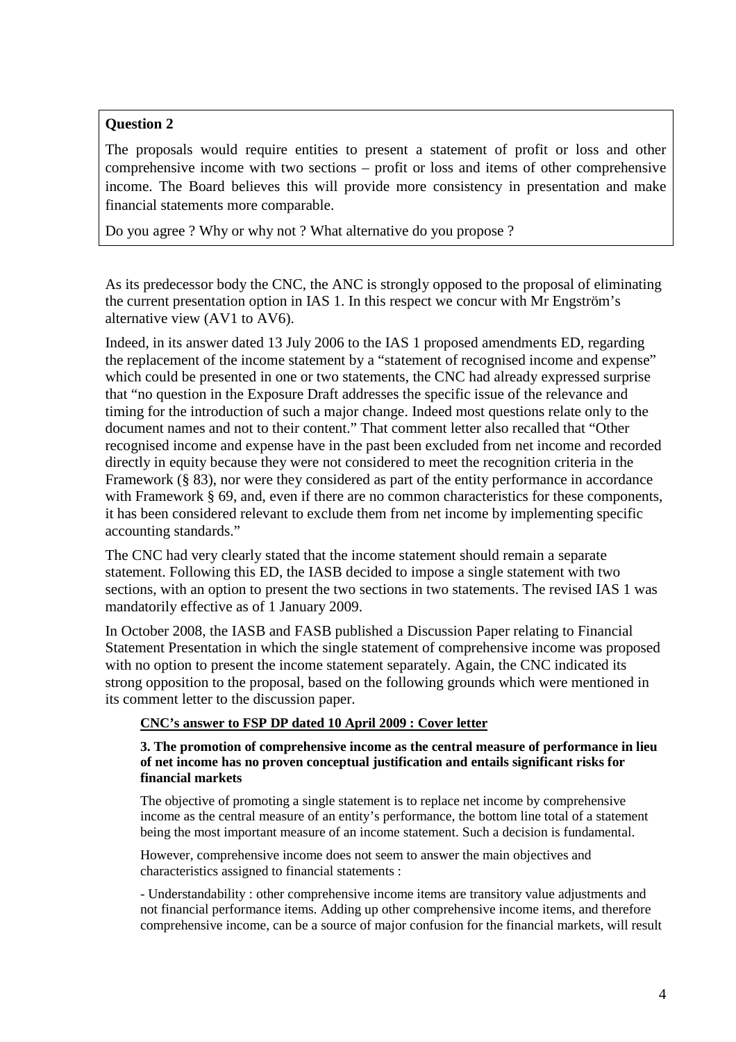**Question 2**

The proposals would require entities to present a statement of profit or loss and other comprehensive income with two sections – profit or loss and items of other comprehensive income. The Board believes this will provide more consistency in presentation and make financial statements more comparable.

Do you agree ? Why or why not ? What alternative do you propose ?

As its predecessor body the CNC, the ANC is strongly opposed to the proposal of eliminating the current presentation option in IAS 1. In this respect we concur with Mr Engström's alternative view (AV1 to AV6).

Indeed, in its answer dated 13 July 2006 to the IAS 1 proposed amendments ED, regarding the replacement of the income statement by a "statement of recognised income and expense" which could be presented in one or two statements, the CNC had already expressed surprise that "no question in the Exposure Draft addresses the specific issue of the relevance and timing for the introduction of such a major change. Indeed most questions relate only to the document names and not to their content." That comment letter also recalled that "Other recognised income and expense have in the past been excluded from net income and recorded directly in equity because they were not considered to meet the recognition criteria in the Framework (§ 83), nor were they considered as part of the entity performance in accordance with Framework § 69, and, even if there are no common characteristics for these components, it has been considered relevant to exclude them from net income by implementing specific accounting standards."

The CNC had very clearly stated that the income statement should remain a separate statement. Following this ED, the IASB decided to impose a single statement with two sections, with an option to present the two sections in two statements. The revised IAS 1 was mandatorily effective as of 1 January 2009.

In October 2008, the IASB and FASB published a Discussion Paper relating to Financial Statement Presentation in which the single statement of comprehensive income was proposed with no option to present the income statement separately. Again, the CNC indicated its strong opposition to the proposal, based on the following grounds which were mentioned in its comment letter to the discussion paper.

> **<u>CNC's answer to FSP DP dated 10 April 2009 : Cover letter</u>**
>
> **3. The promotion of comprehensive income as the central measure of performance in lieu of net income has no proven conceptual justification and entails significant risks for financial markets**
>
> The objective of promoting a single statement is to replace net income by comprehensive income as the central measure of an entity's performance, the bottom line total of a statement being the most important measure of an income statement. Such a decision is fundamental.
>
> However, comprehensive income does not seem to answer the main objectives and characteristics assigned to financial statements :
>
> - Understandability : other comprehensive income items are transitory value adjustments and not financial performance items. Adding up other comprehensive income items, and therefore comprehensive income, can be a source of major confusion for the financial markets, will result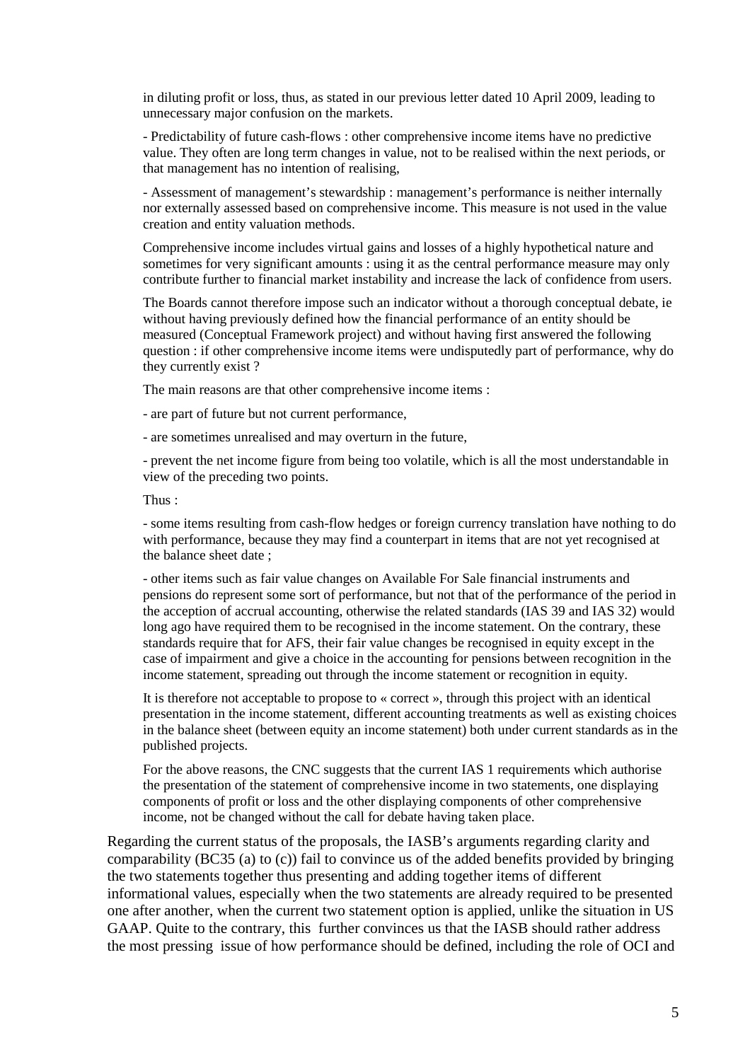in diluting profit or loss, thus, as stated in our previous letter dated 10 April 2009, leading to unnecessary major confusion on the markets.

- Predictability of future cash-flows : other comprehensive income items have no predictive value. They often are long term changes in value, not to be realised within the next periods, or that management has no intention of realising,

- Assessment of management's stewardship : management's performance is neither internally nor externally assessed based on comprehensive income. This measure is not used in the value creation and entity valuation methods.

Comprehensive income includes virtual gains and losses of a highly hypothetical nature and sometimes for very significant amounts : using it as the central performance measure may only contribute further to financial market instability and increase the lack of confidence from users.

The Boards cannot therefore impose such an indicator without a thorough conceptual debate, ie without having previously defined how the financial performance of an entity should be measured (Conceptual Framework project) and without having first answered the following question : if other comprehensive income items were undisputedly part of performance, why do they currently exist ?

The main reasons are that other comprehensive income items :

- are part of future but not current performance,

- are sometimes unrealised and may overturn in the future,

- prevent the net income figure from being too volatile, which is all the most understandable in view of the preceding two points.

Thus :

- some items resulting from cash-flow hedges or foreign currency translation have nothing to do with performance, because they may find a counterpart in items that are not yet recognised at the balance sheet date ;

- other items such as fair value changes on Available For Sale financial instruments and pensions do represent some sort of performance, but not that of the performance of the period in the acception of accrual accounting, otherwise the related standards (IAS 39 and IAS 32) would long ago have required them to be recognised in the income statement. On the contrary, these standards require that for AFS, their fair value changes be recognised in equity except in the case of impairment and give a choice in the accounting for pensions between recognition in the income statement, spreading out through the income statement or recognition in equity.

It is therefore not acceptable to propose to « correct », through this project with an identical presentation in the income statement, different accounting treatments as well as existing choices in the balance sheet (between equity an income statement) both under current standards as in the published projects.

For the above reasons, the CNC suggests that the current IAS 1 requirements which authorise the presentation of the statement of comprehensive income in two statements, one displaying components of profit or loss and the other displaying components of other comprehensive income, not be changed without the call for debate having taken place.

Regarding the current status of the proposals, the IASB's arguments regarding clarity and comparability (BC35 (a) to (c)) fail to convince us of the added benefits provided by bringing the two statements together thus presenting and adding together items of different informational values, especially when the two statements are already required to be presented one after another, when the current two statement option is applied, unlike the situation in US GAAP. Quite to the contrary, this further convinces us that the IASB should rather address the most pressing issue of how performance should be defined, including the role of OCI and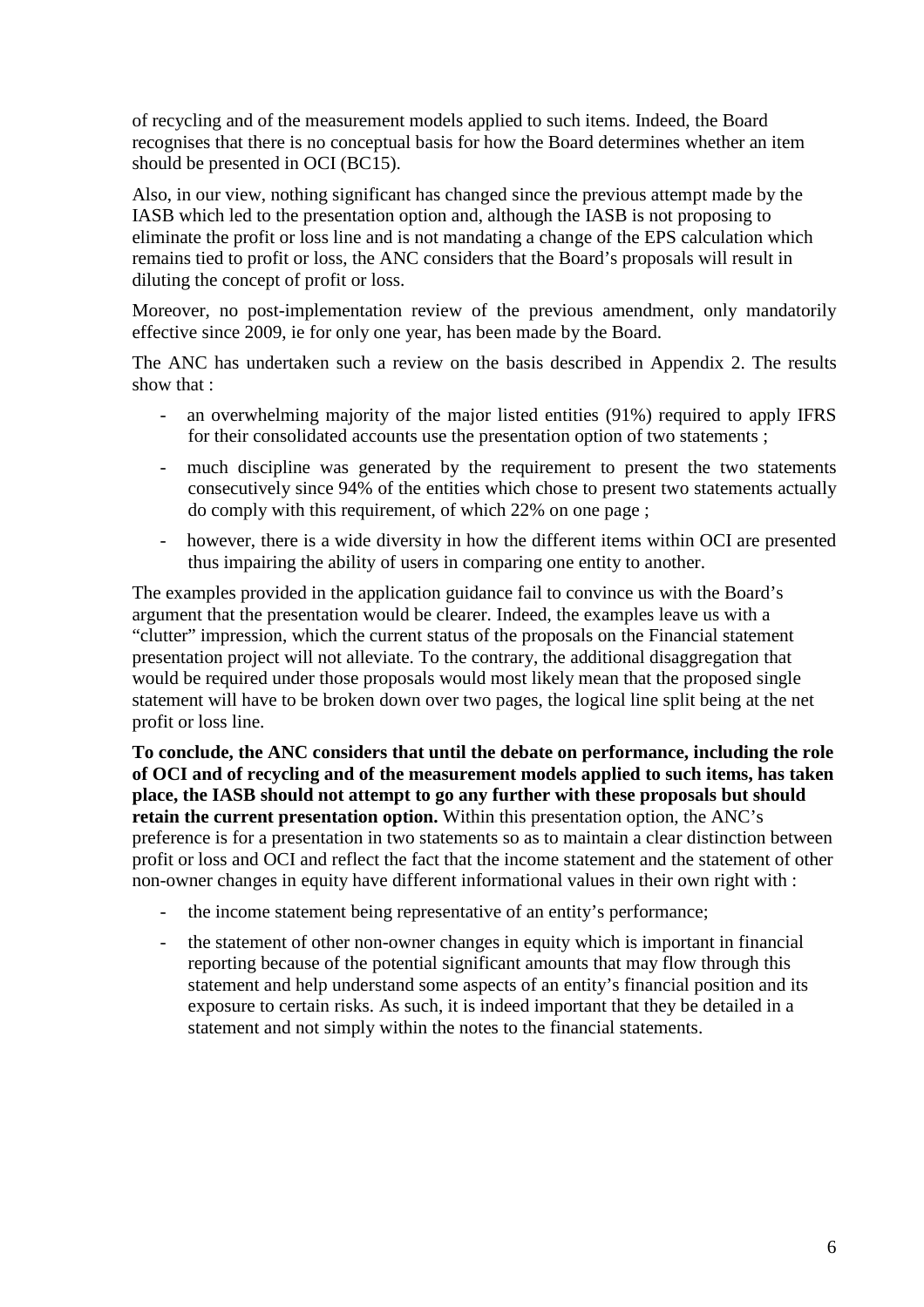of recycling and of the measurement models applied to such items. Indeed, the Board recognises that there is no conceptual basis for how the Board determines whether an item should be presented in OCI (BC15).

Also, in our view, nothing significant has changed since the previous attempt made by the IASB which led to the presentation option and, although the IASB is not proposing to eliminate the profit or loss line and is not mandating a change of the EPS calculation which remains tied to profit or loss, the ANC considers that the Board's proposals will result in diluting the concept of profit or loss.

Moreover, no post-implementation review of the previous amendment, only mandatorily effective since 2009, ie for only one year, has been made by the Board.

The ANC has undertaken such a review on the basis described in Appendix 2. The results show that :

- an overwhelming majority of the major listed entities (91%) required to apply IFRS for their consolidated accounts use the presentation option of two statements ;
- much discipline was generated by the requirement to present the two statements consecutively since 94% of the entities which chose to present two statements actually do comply with this requirement, of which 22% on one page ;
- however, there is a wide diversity in how the different items within OCI are presented thus impairing the ability of users in comparing one entity to another.

The examples provided in the application guidance fail to convince us with the Board's argument that the presentation would be clearer. Indeed, the examples leave us with a "clutter" impression, which the current status of the proposals on the Financial statement presentation project will not alleviate. To the contrary, the additional disaggregation that would be required under those proposals would most likely mean that the proposed single statement will have to be broken down over two pages, the logical line split being at the net profit or loss line.

**To conclude, the ANC considers that until the debate on performance, including the role of OCI and of recycling and of the measurement models applied to such items, has taken place, the IASB should not attempt to go any further with these proposals but should retain the current presentation option.** Within this presentation option, the ANC's preference is for a presentation in two statements so as to maintain a clear distinction between profit or loss and OCI and reflect the fact that the income statement and the statement of other non-owner changes in equity have different informational values in their own right with :

- the income statement being representative of an entity's performance;
- the statement of other non-owner changes in equity which is important in financial reporting because of the potential significant amounts that may flow through this statement and help understand some aspects of an entity's financial position and its exposure to certain risks. As such, it is indeed important that they be detailed in a statement and not simply within the notes to the financial statements.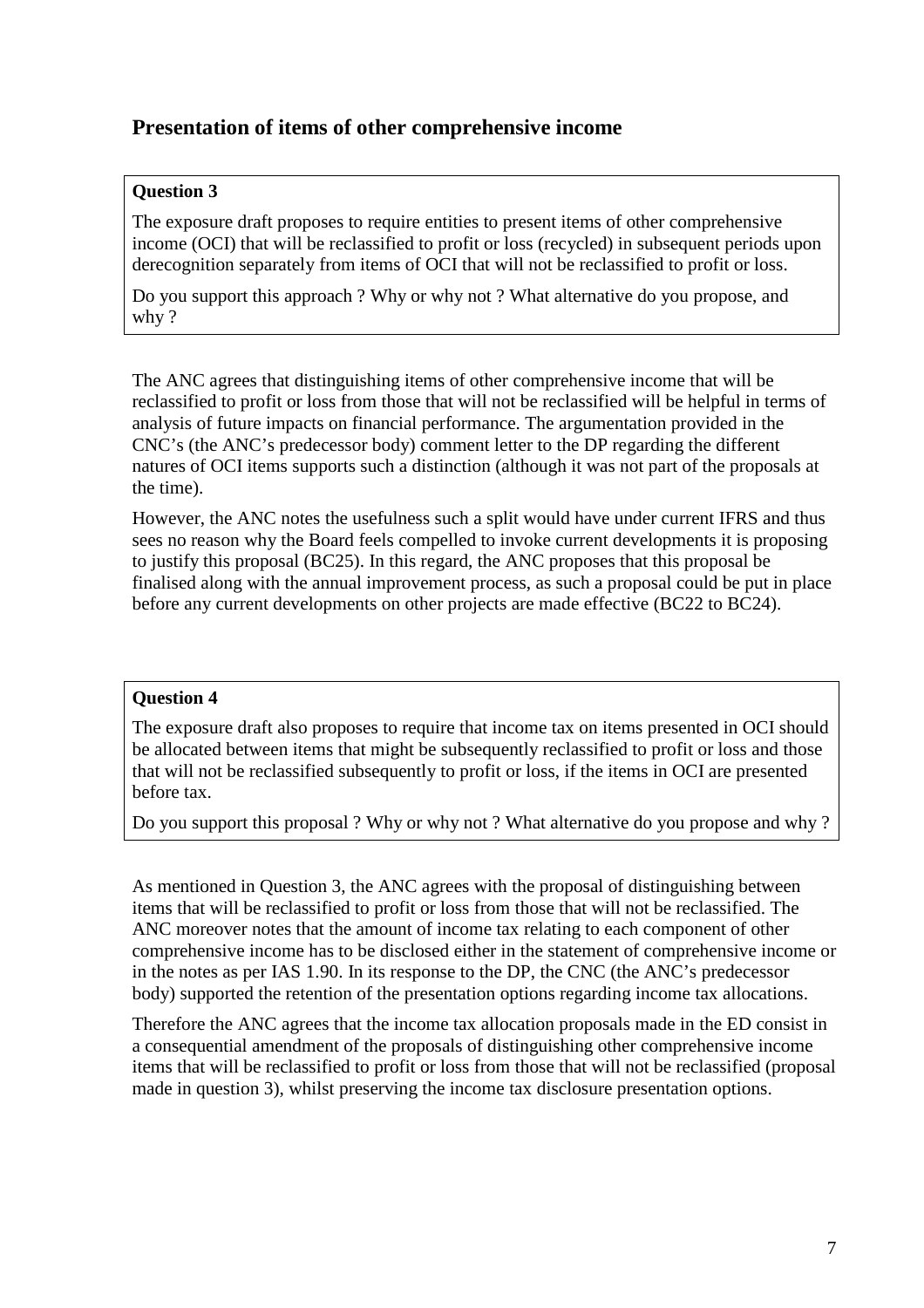## Presentation of items of other comprehensive income

**Question 3**

The exposure draft proposes to require entities to present items of other comprehensive income (OCI) that will be reclassified to profit or loss (recycled) in subsequent periods upon derecognition separately from items of OCI that will not be reclassified to profit or loss.

Do you support this approach ? Why or why not ? What alternative do you propose, and why ?

The ANC agrees that distinguishing items of other comprehensive income that will be reclassified to profit or loss from those that will not be reclassified will be helpful in terms of analysis of future impacts on financial performance. The argumentation provided in the CNC's (the ANC's predecessor body) comment letter to the DP regarding the different natures of OCI items supports such a distinction (although it was not part of the proposals at the time).

However, the ANC notes the usefulness such a split would have under current IFRS and thus sees no reason why the Board feels compelled to invoke current developments it is proposing to justify this proposal (BC25). In this regard, the ANC proposes that this proposal be finalised along with the annual improvement process, as such a proposal could be put in place before any current developments on other projects are made effective (BC22 to BC24).

**Question 4**

The exposure draft also proposes to require that income tax on items presented in OCI should be allocated between items that might be subsequently reclassified to profit or loss and those that will not be reclassified subsequently to profit or loss, if the items in OCI are presented before tax.

Do you support this proposal ? Why or why not ? What alternative do you propose and why ?

As mentioned in Question 3, the ANC agrees with the proposal of distinguishing between items that will be reclassified to profit or loss from those that will not be reclassified. The ANC moreover notes that the amount of income tax relating to each component of other comprehensive income has to be disclosed either in the statement of comprehensive income or in the notes as per IAS 1.90. In its response to the DP, the CNC (the ANC's predecessor body) supported the retention of the presentation options regarding income tax allocations.

Therefore the ANC agrees that the income tax allocation proposals made in the ED consist in a consequential amendment of the proposals of distinguishing other comprehensive income items that will be reclassified to profit or loss from those that will not be reclassified (proposal made in question 3), whilst preserving the income tax disclosure presentation options.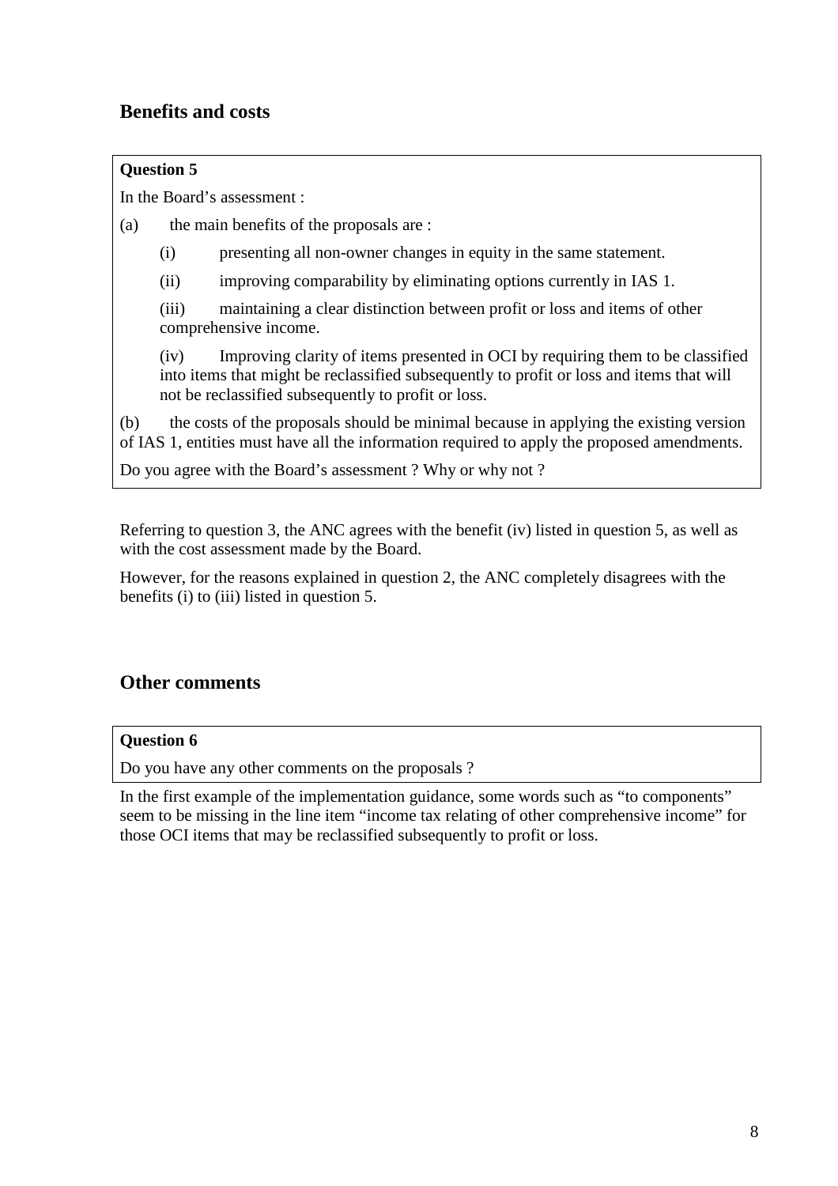## Benefits and costs

**Question 5**

In the Board's assessment :

(a) the main benefits of the proposals are :

(i) presenting all non-owner changes in equity in the same statement.

(ii) improving comparability by eliminating options currently in IAS 1.

(iii) maintaining a clear distinction between profit or loss and items of other comprehensive income.

(iv) Improving clarity of items presented in OCI by requiring them to be classified into items that might be reclassified subsequently to profit or loss and items that will not be reclassified subsequently to profit or loss.

(b) the costs of the proposals should be minimal because in applying the existing version of IAS 1, entities must have all the information required to apply the proposed amendments.

Do you agree with the Board's assessment ? Why or why not ?

Referring to question 3, the ANC agrees with the benefit (iv) listed in question 5, as well as with the cost assessment made by the Board.

However, for the reasons explained in question 2, the ANC completely disagrees with the benefits (i) to (iii) listed in question 5.

## Other comments

**Question 6**

Do you have any other comments on the proposals ?

In the first example of the implementation guidance, some words such as "to components" seem to be missing in the line item "income tax relating of other comprehensive income" for those OCI items that may be reclassified subsequently to profit or loss.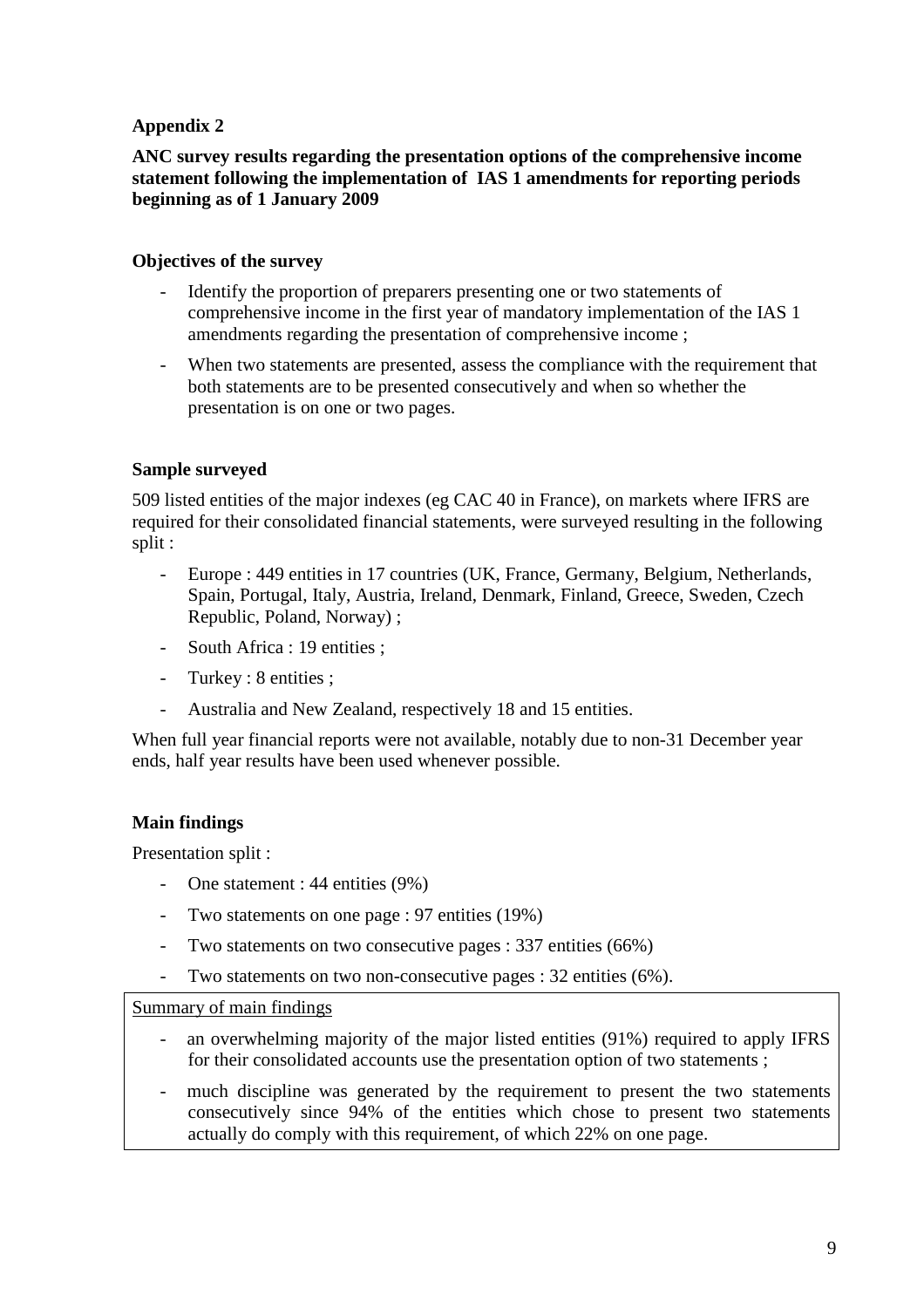## Appendix 2

**ANC survey results regarding the presentation options of the comprehensive income statement following the implementation of IAS 1 amendments for reporting periods beginning as of 1 January 2009**

### Objectives of the survey

- Identify the proportion of preparers presenting one or two statements of comprehensive income in the first year of mandatory implementation of the IAS 1 amendments regarding the presentation of comprehensive income ;
- When two statements are presented, assess the compliance with the requirement that both statements are to be presented consecutively and when so whether the presentation is on one or two pages.

### Sample surveyed

509 listed entities of the major indexes (eg CAC 40 in France), on markets where IFRS are required for their consolidated financial statements, were surveyed resulting in the following split :

- Europe : 449 entities in 17 countries (UK, France, Germany, Belgium, Netherlands, Spain, Portugal, Italy, Austria, Ireland, Denmark, Finland, Greece, Sweden, Czech Republic, Poland, Norway) ;
- South Africa : 19 entities ;
- Turkey : 8 entities ;
- Australia and New Zealand, respectively 18 and 15 entities.

When full year financial reports were not available, notably due to non-31 December year ends, half year results have been used whenever possible.

### Main findings

Presentation split :

- One statement : 44 entities (9%)
- Two statements on one page : 97 entities (19%)
- Two statements on two consecutive pages : 337 entities (66%)
- Two statements on two non-consecutive pages : 32 entities (6%).

Summary of main findings

- an overwhelming majority of the major listed entities (91%) required to apply IFRS for their consolidated accounts use the presentation option of two statements ;
- much discipline was generated by the requirement to present the two statements consecutively since 94% of the entities which chose to present two statements actually do comply with this requirement, of which 22% on one page.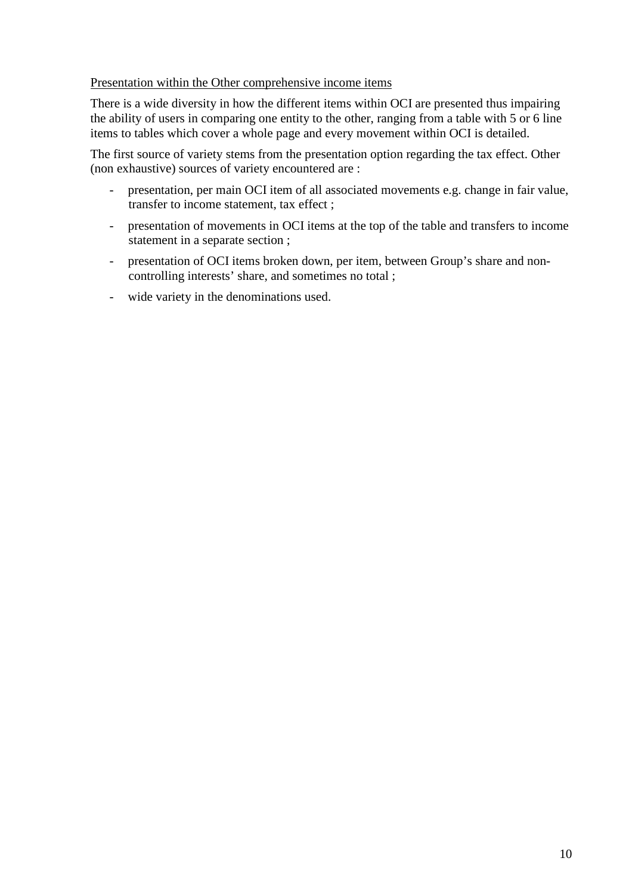<u>Presentation within the Other comprehensive income items</u>

There is a wide diversity in how the different items within OCI are presented thus impairing the ability of users in comparing one entity to the other, ranging from a table with 5 or 6 line items to tables which cover a whole page and every movement within OCI is detailed.

The first source of variety stems from the presentation option regarding the tax effect. Other (non exhaustive) sources of variety encountered are :

- presentation, per main OCI item of all associated movements e.g. change in fair value, transfer to income statement, tax effect ;
- presentation of movements in OCI items at the top of the table and transfers to income statement in a separate section ;
- presentation of OCI items broken down, per item, between Group's share and non-controlling interests' share, and sometimes no total ;
- wide variety in the denominations used.